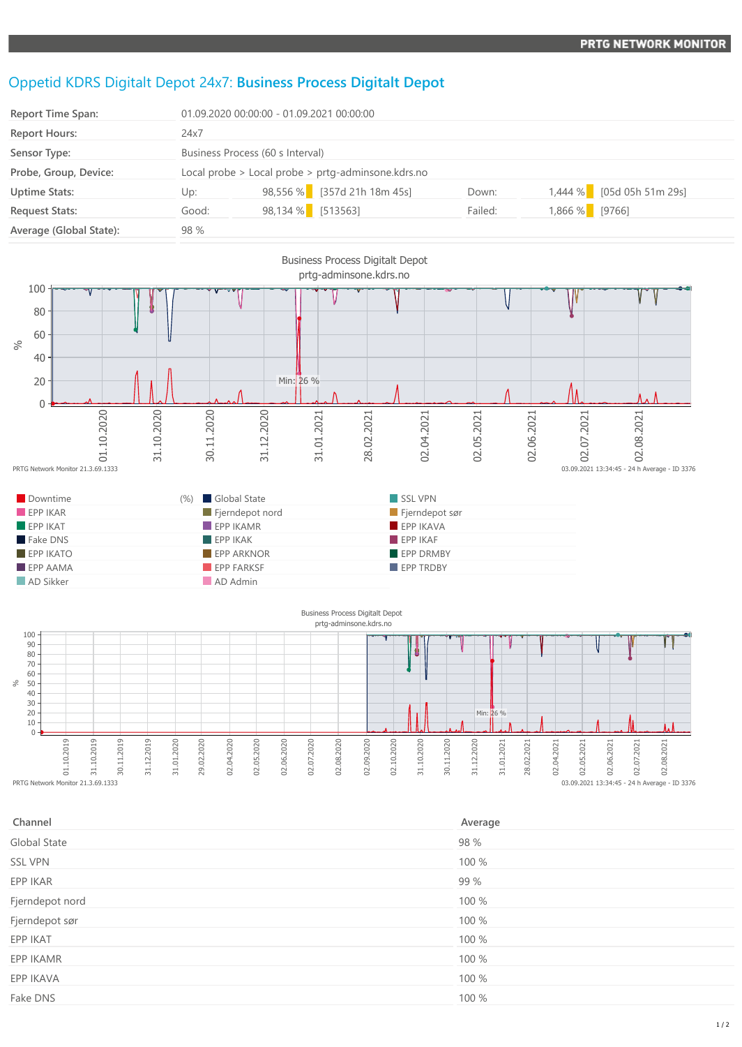PRTG NETWORK MONITOR

# Oppetid KDRS Digitalt Depot 24x7: **Business Process Digitalt Depot**

| | | | | | |
|---|---|---|---|---|---|
| **Report Time Span:** | 01.09.2020 00:00:00 - 01.09.2021 00:00:00 | | | | |
| **Report Hours:** | 24x7 | | | | |
| **Sensor Type:** | Business Process (60 s Interval) | | | | |
| **Probe, Group, Device:** | Local probe > Local probe > prtg-adminsone.kdrs.no | | | | |
| **Uptime Stats:** | Up: 98,556 % | [357d 21h 18m 45s] | Down: | 1,444 % | [05d 05h 51m 29s] |
| **Request Stats:** | Good: 98,134 % | [513563] | Failed: | 1,866 % | [9766] |
| **Average (Global State):** | 98 % | | | | |

Business Process Digitalt Depot
prtg-adminsone.kdrs.no

Min: 26 %

PRTG Network Monitor 21.3.69.1333 — 03.09.2021 13:34:45 - 24 h Average - ID 3376

| | | |
|---|---|---|
| Downtime (%) | Global State | SSL VPN |
| EPP IKAR | Fjerndepot nord | Fjerndepot sør |
| EPP IKAT | EPP IKAMR | EPP IKAVA |
| Fake DNS | EPP IKAK | EPP IKAF |
| EPP IKATO | EPP ARKNOR | EPP DRMBY |
| EPP AAMA | EPP FARKSF | EPP TRDBY |
| AD Sikker | AD Admin | |

Business Process Digitalt Depot
prtg-adminsone.kdrs.no

Min: 26 %

PRTG Network Monitor 21.3.69.1333 — 03.09.2021 13:34:45 - 24 h Average - ID 3376

| Channel | Average |
|---|---|
| Global State | 98 % |
| SSL VPN | 100 % |
| EPP IKAR | 99 % |
| Fjerndepot nord | 100 % |
| Fjerndepot sør | 100 % |
| EPP IKAT | 100 % |
| EPP IKAMR | 100 % |
| EPP IKAVA | 100 % |
| Fake DNS | 100 % |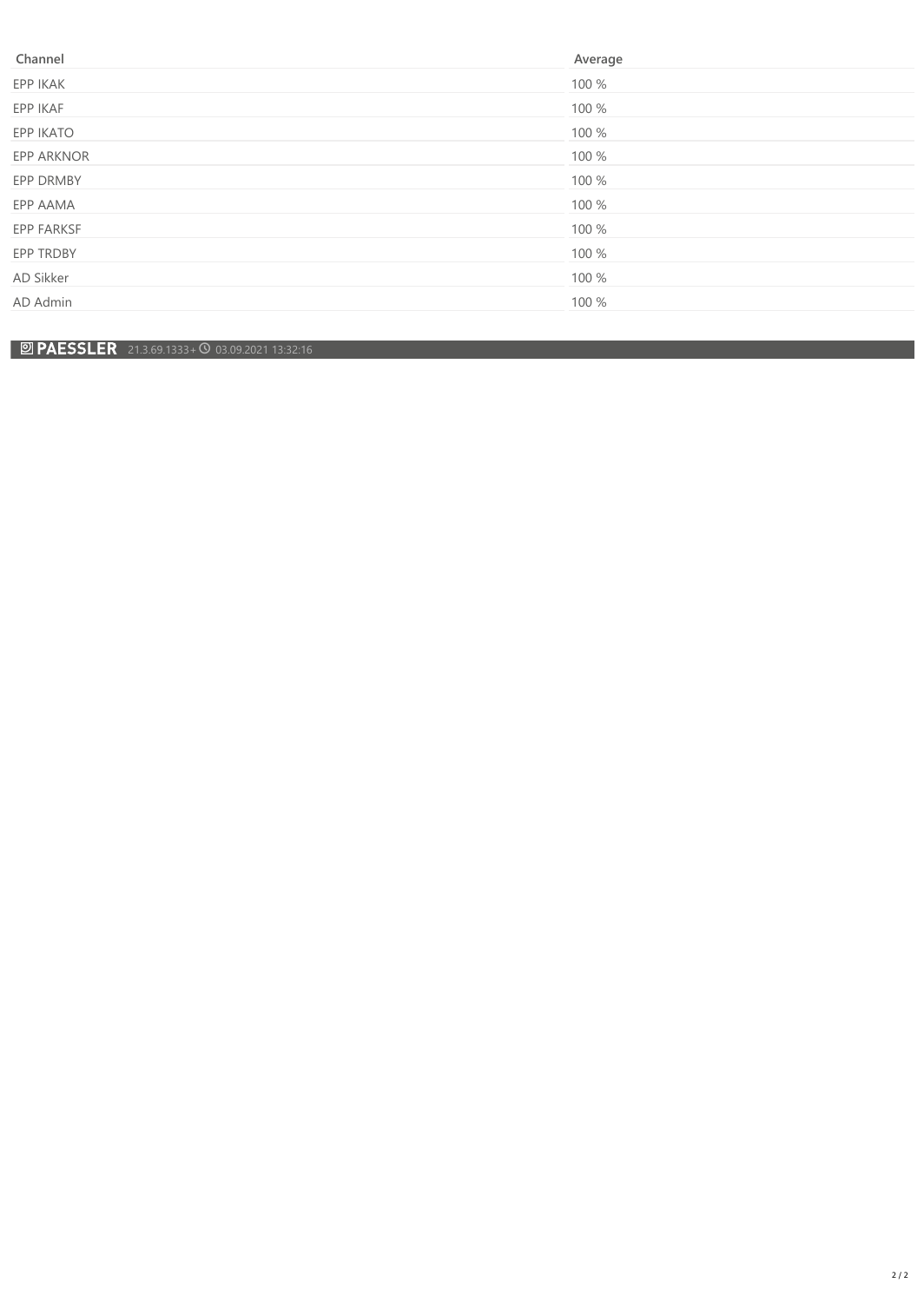| Channel | Average |
|---|---|
| EPP IKAK | 100 % |
| EPP IKAF | 100 % |
| EPP IKATO | 100 % |
| EPP ARKNOR | 100 % |
| EPP DRMBY | 100 % |
| EPP AAMA | 100 % |
| EPP FARKSF | 100 % |
| EPP TRDBY | 100 % |
| AD Sikker | 100 % |
| AD Admin | 100 % |

PAESSLER 21.3.69.1333+ 03.09.2021 13:32:16